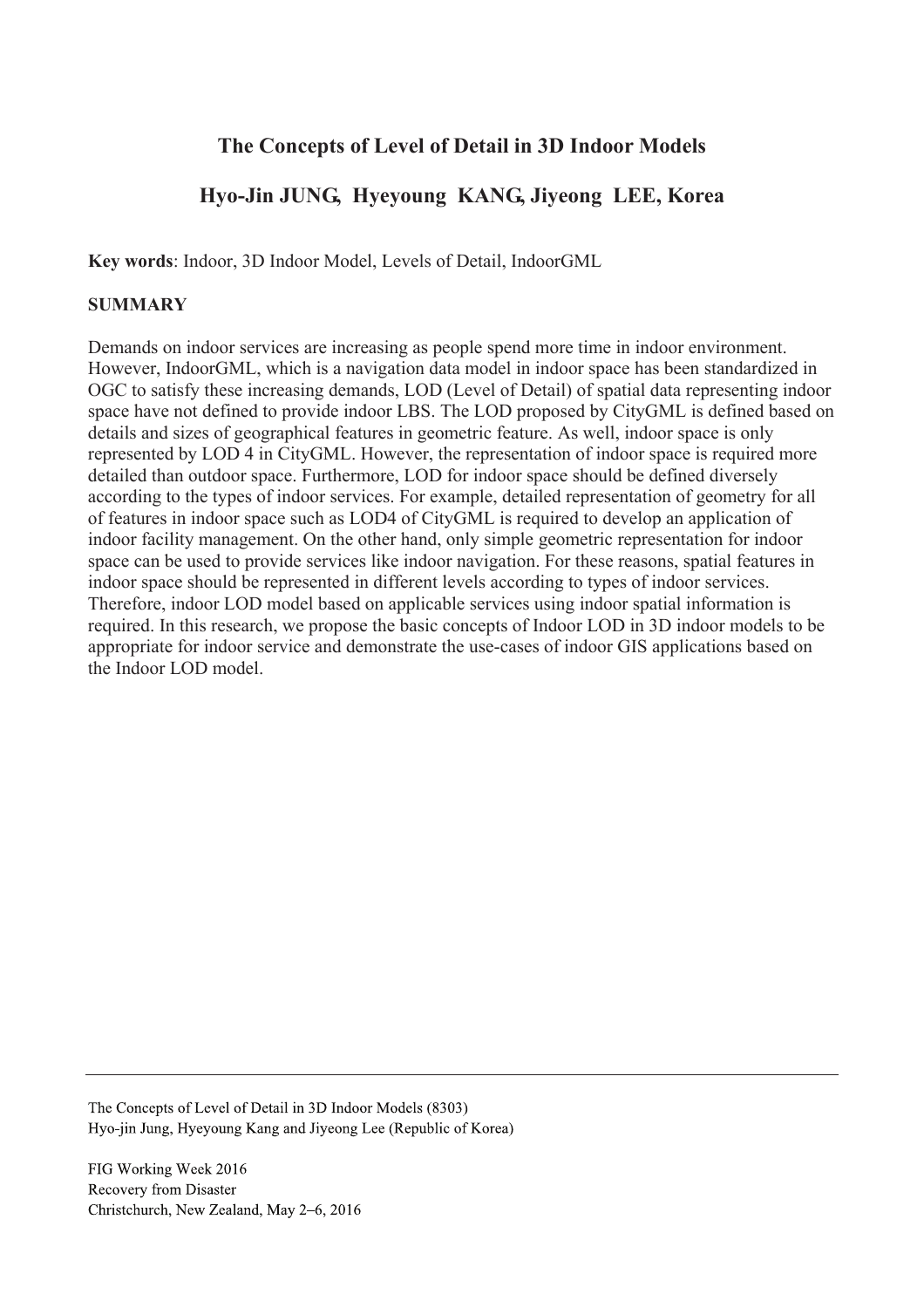# The Concepts of Level of Detail in 3D Indoor Models

## Hyo-Jin JUNG, Hyeyoung KANG, Jiyeong LEE, Korea

**Key words**: Indoor, 3D Indoor Model, Levels of Detail, IndoorGML

**SUMMARY**

Demands on indoor services are increasing as people spend more time in indoor environment. However, IndoorGML, which is a navigation data model in indoor space has been standardized in OGC to satisfy these increasing demands, LOD (Level of Detail) of spatial data representing indoor space have not defined to provide indoor LBS. The LOD proposed by CityGML is defined based on details and sizes of geographical features in geometric feature. As well, indoor space is only represented by LOD 4 in CityGML. However, the representation of indoor space is required more detailed than outdoor space. Furthermore, LOD for indoor space should be defined diversely according to the types of indoor services. For example, detailed representation of geometry for all of features in indoor space such as LOD4 of CityGML is required to develop an application of indoor facility management. On the other hand, only simple geometric representation for indoor space can be used to provide services like indoor navigation. For these reasons, spatial features in indoor space should be represented in different levels according to types of indoor services. Therefore, indoor LOD model based on applicable services using indoor spatial information is required. In this research, we propose the basic concepts of Indoor LOD in 3D indoor models to be appropriate for indoor service and demonstrate the use-cases of indoor GIS applications based on the Indoor LOD model.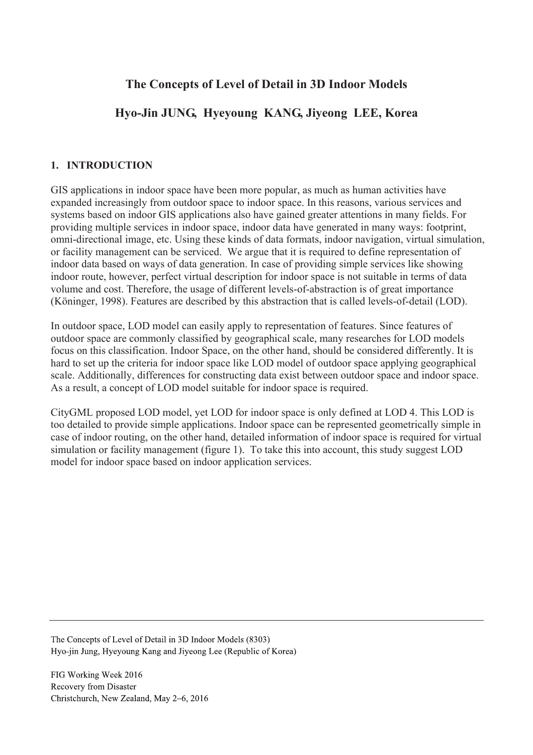# The Concepts of Level of Detail in 3D Indoor Models

## Hyo-Jin JUNG, Hyeyoung KANG, Jiyeong LEE, Korea

### 1. INTRODUCTION

GIS applications in indoor space have been more popular, as much as human activities have expanded increasingly from outdoor space to indoor space. In this reasons, various services and systems based on indoor GIS applications also have gained greater attentions in many fields. For providing multiple services in indoor space, indoor data have generated in many ways: footprint, omni-directional image, etc. Using these kinds of data formats, indoor navigation, virtual simulation, or facility management can be serviced. We argue that it is required to define representation of indoor data based on ways of data generation. In case of providing simple services like showing indoor route, however, perfect virtual description for indoor space is not suitable in terms of data volume and cost. Therefore, the usage of different levels-of-abstraction is of great importance (Köninger, 1998). Features are described by this abstraction that is called levels-of-detail (LOD).

In outdoor space, LOD model can easily apply to representation of features. Since features of outdoor space are commonly classified by geographical scale, many researches for LOD models focus on this classification. Indoor Space, on the other hand, should be considered differently. It is hard to set up the criteria for indoor space like LOD model of outdoor space applying geographical scale. Additionally, differences for constructing data exist between outdoor space and indoor space. As a result, a concept of LOD model suitable for indoor space is required.

CityGML proposed LOD model, yet LOD for indoor space is only defined at LOD 4. This LOD is too detailed to provide simple applications. Indoor space can be represented geometrically simple in case of indoor routing, on the other hand, detailed information of indoor space is required for virtual simulation or facility management (figure 1). To take this into account, this study suggest LOD model for indoor space based on indoor application services.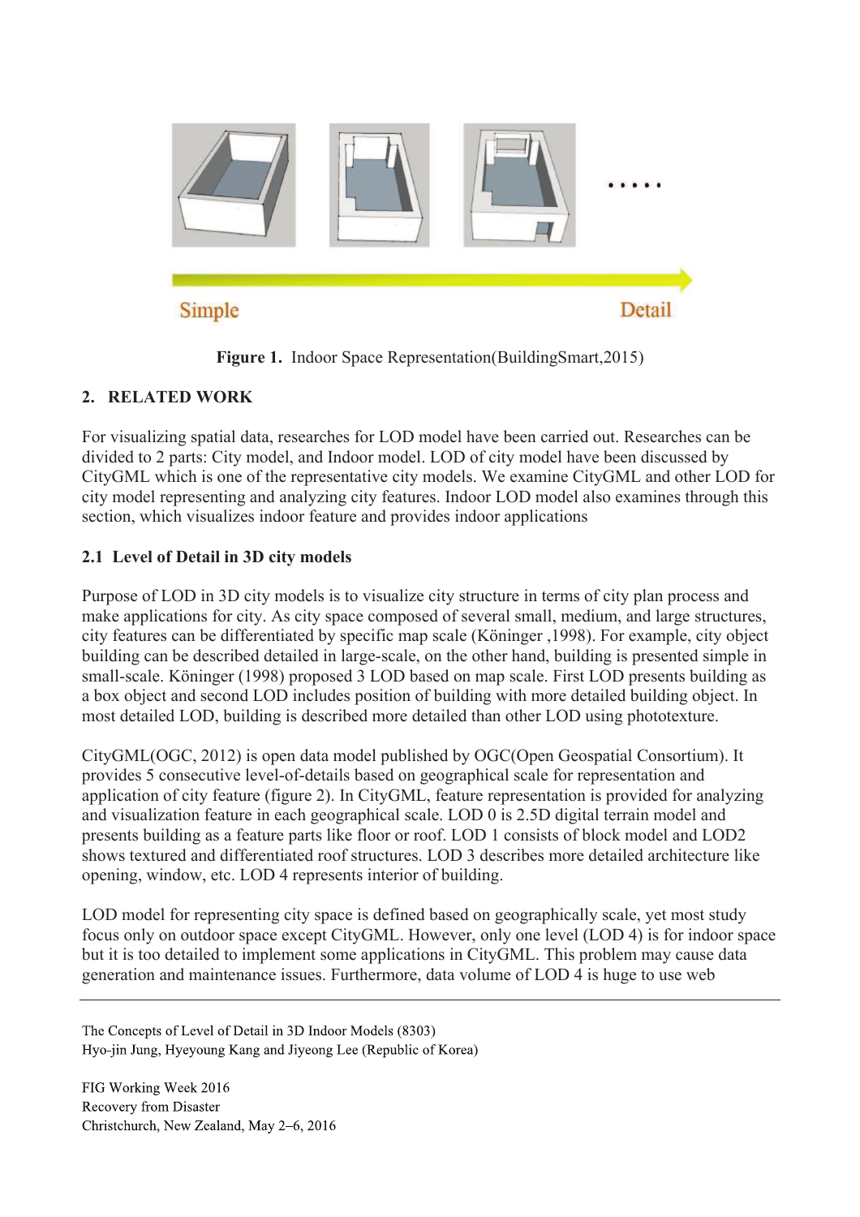Simple

Detail

**Figure 1.** Indoor Space Representation(BuildingSmart,2015)

## 2. RELATED WORK

For visualizing spatial data, researches for LOD model have been carried out. Researches can be divided to 2 parts: City model, and Indoor model. LOD of city model have been discussed by CityGML which is one of the representative city models. We examine CityGML and other LOD for city model representing and analyzing city features. Indoor LOD model also examines through this section, which visualizes indoor feature and provides indoor applications

### 2.1 Level of Detail in 3D city models

Purpose of LOD in 3D city models is to visualize city structure in terms of city plan process and make applications for city. As city space composed of several small, medium, and large structures, city features can be differentiated by specific map scale (Köninger ,1998). For example, city object building can be described detailed in large-scale, on the other hand, building is presented simple in small-scale. Köninger (1998) proposed 3 LOD based on map scale. First LOD presents building as a box object and second LOD includes position of building with more detailed building object. In most detailed LOD, building is described more detailed than other LOD using phototexture.

CityGML(OGC, 2012) is open data model published by OGC(Open Geospatial Consortium). It provides 5 consecutive level-of-details based on geographical scale for representation and application of city feature (figure 2). In CityGML, feature representation is provided for analyzing and visualization feature in each geographical scale. LOD 0 is 2.5D digital terrain model and presents building as a feature parts like floor or roof. LOD 1 consists of block model and LOD2 shows textured and differentiated roof structures. LOD 3 describes more detailed architecture like opening, window, etc. LOD 4 represents interior of building.

LOD model for representing city space is defined based on geographically scale, yet most study focus only on outdoor space except CityGML. However, only one level (LOD 4) is for indoor space but it is too detailed to implement some applications in CityGML. This problem may cause data generation and maintenance issues. Furthermore, data volume of LOD 4 is huge to use web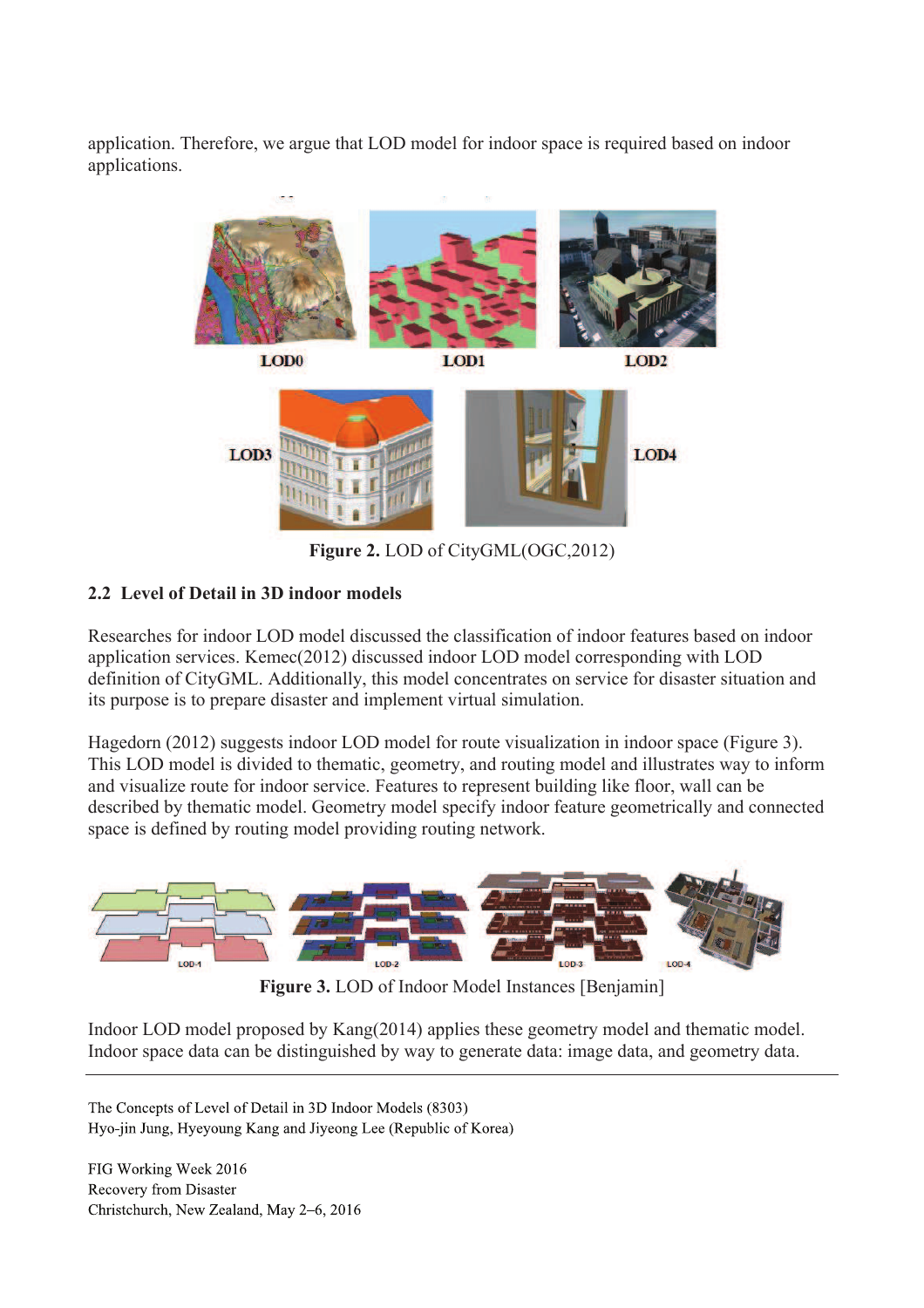application. Therefore, we argue that LOD model for indoor space is required based on indoor applications.

**Figure 2.** LOD of CityGML(OGC,2012)

### 2.2 Level of Detail in 3D indoor models

Researches for indoor LOD model discussed the classification of indoor features based on indoor application services. Kemec(2012) discussed indoor LOD model corresponding with LOD definition of CityGML. Additionally, this model concentrates on service for disaster situation and its purpose is to prepare disaster and implement virtual simulation.

Hagedorn (2012) suggests indoor LOD model for route visualization in indoor space (Figure 3). This LOD model is divided to thematic, geometry, and routing model and illustrates way to inform and visualize route for indoor service. Features to represent building like floor, wall can be described by thematic model. Geometry model specify indoor feature geometrically and connected space is defined by routing model providing routing network.

**Figure 3.** LOD of Indoor Model Instances [Benjamin]

Indoor LOD model proposed by Kang(2014) applies these geometry model and thematic model. Indoor space data can be distinguished by way to generate data: image data, and geometry data.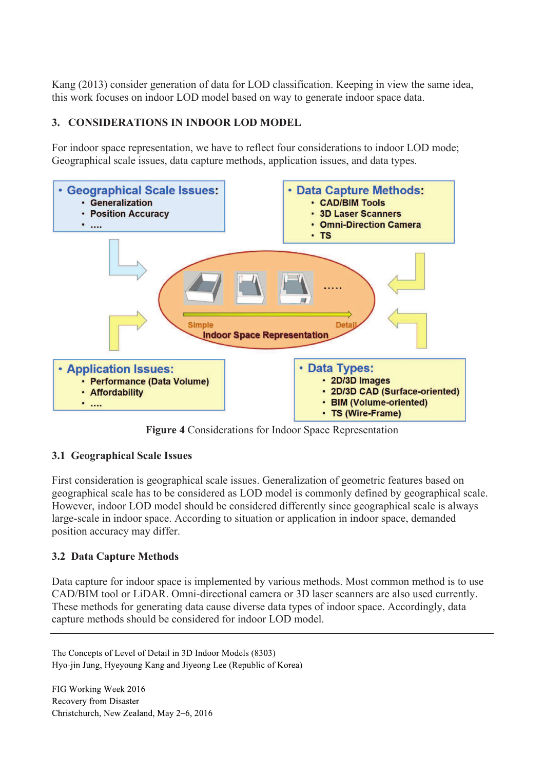Kang (2013) consider generation of data for LOD classification. Keeping in view the same idea, this work focuses on indoor LOD model based on way to generate indoor space data.

## 3. CONSIDERATIONS IN INDOOR LOD MODEL

For indoor space representation, we have to reflect four considerations to indoor LOD mode; Geographical scale issues, data capture methods, application issues, and data types.

- **Geographical Scale Issues:**
  - Generalization
  - Position Accuracy
  - ....
- **Data Capture Methods:**
  - CAD/BIM Tools
  - 3D Laser Scanners
  - Omni-Direction Camera
  - TS
- **Application Issues:**
  - Performance (Data Volume)
  - Affordability
  - ....
- **Data Types:**
  - 2D/3D Images
  - 2D/3D CAD (Surface-oriented)
  - BIM (Volume-oriented)
  - TS (Wire-Frame)

Simple → Detail: Indoor Space Representation

**Figure 4** Considerations for Indoor Space Representation

### 3.1 Geographical Scale Issues

First consideration is geographical scale issues. Generalization of geometric features based on geographical scale has to be considered as LOD model is commonly defined by geographical scale. However, indoor LOD model should be considered differently since geographical scale is always large-scale in indoor space. According to situation or application in indoor space, demanded position accuracy may differ.

### 3.2 Data Capture Methods

Data capture for indoor space is implemented by various methods. Most common method is to use CAD/BIM tool or LiDAR. Omni-directional camera or 3D laser scanners are also used currently. These methods for generating data cause diverse data types of indoor space. Accordingly, data capture methods should be considered for indoor LOD model.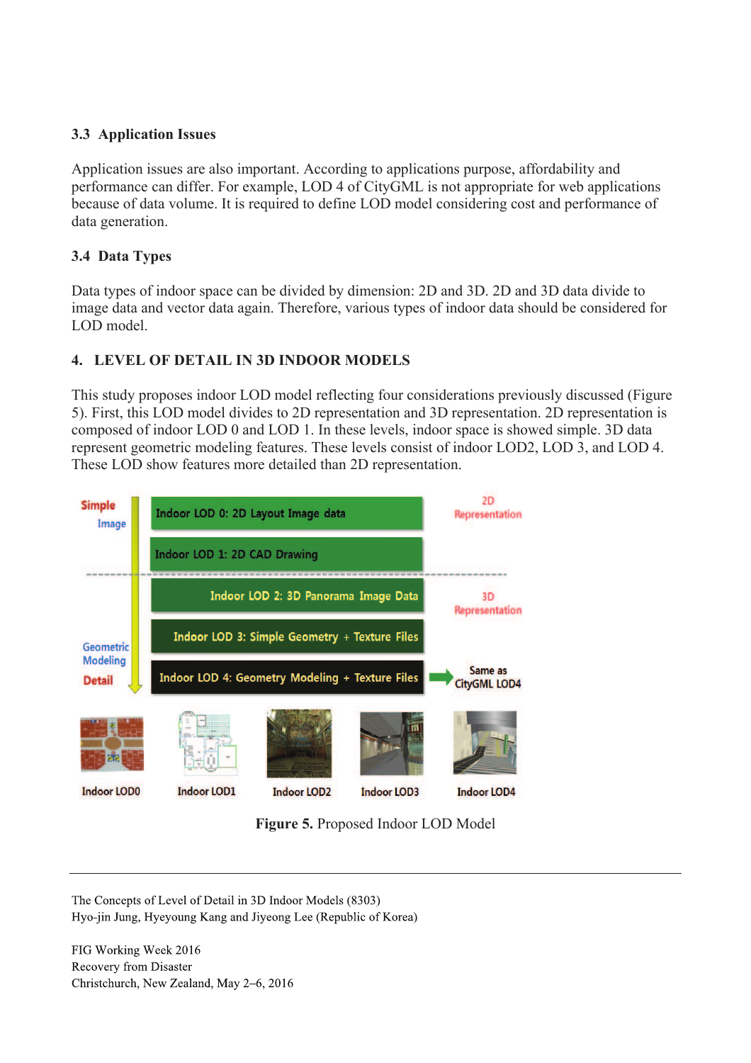### 3.3 Application Issues

Application issues are also important. According to applications purpose, affordability and performance can differ. For example, LOD 4 of CityGML is not appropriate for web applications because of data volume. It is required to define LOD model considering cost and performance of data generation.

### 3.4 Data Types

Data types of indoor space can be divided by dimension: 2D and 3D. 2D and 3D data divide to image data and vector data again. Therefore, various types of indoor data should be considered for LOD model.

## 4. LEVEL OF DETAIL IN 3D INDOOR MODELS

This study proposes indoor LOD model reflecting four considerations previously discussed (Figure 5). First, this LOD model divides to 2D representation and 3D representation. 2D representation is composed of indoor LOD 0 and LOD 1. In these levels, indoor space is showed simple. 3D data represent geometric modeling features. These levels consist of indoor LOD2, LOD 3, and LOD 4. These LOD show features more detailed than 2D representation.

**Figure 5.** Proposed Indoor LOD Model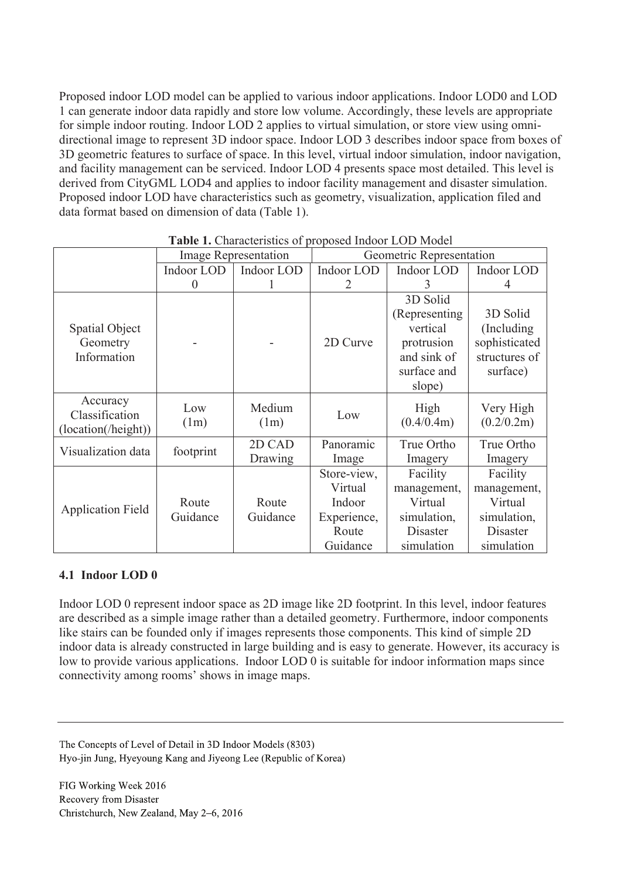Proposed indoor LOD model can be applied to various indoor applications. Indoor LOD0 and LOD 1 can generate indoor data rapidly and store low volume. Accordingly, these levels are appropriate for simple indoor routing. Indoor LOD 2 applies to virtual simulation, or store view using omni-directional image to represent 3D indoor space. Indoor LOD 3 describes indoor space from boxes of 3D geometric features to surface of space. In this level, virtual indoor simulation, indoor navigation, and facility management can be serviced. Indoor LOD 4 presents space most detailed. This level is derived from CityGML LOD4 and applies to indoor facility management and disaster simulation. Proposed indoor LOD have characteristics such as geometry, visualization, application filed and data format based on dimension of data (Table 1).

**Table 1.** Characteristics of proposed Indoor LOD Model

| | Image Representation | | Geometric Representation | | |
|---|---|---|---|---|---|
| | Indoor LOD 0 | Indoor LOD 1 | Indoor LOD 2 | Indoor LOD 3 | Indoor LOD 4 |
| Spatial Object Geometry Information | - | - | 2D Curve | 3D Solid (Representing vertical protrusion and sink of surface and slope) | 3D Solid (Including sophisticated structures of surface) |
| Accuracy Classification (location(/height)) | Low (1m) | Medium (1m) | Low | High (0.4/0.4m) | Very High (0.2/0.2m) |
| Visualization data | footprint | 2D CAD Drawing | Panoramic Image | True Ortho Imagery | True Ortho Imagery |
| Application Field | Route Guidance | Route Guidance | Store-view, Virtual Indoor Experience, Route Guidance | Facility management, Virtual simulation, Disaster simulation | Facility management, Virtual simulation, Disaster simulation |

### 4.1 Indoor LOD 0

Indoor LOD 0 represent indoor space as 2D image like 2D footprint. In this level, indoor features are described as a simple image rather than a detailed geometry. Furthermore, indoor components like stairs can be founded only if images represents those components. This kind of simple 2D indoor data is already constructed in large building and is easy to generate. However, its accuracy is low to provide various applications. Indoor LOD 0 is suitable for indoor information maps since connectivity among rooms' shows in image maps.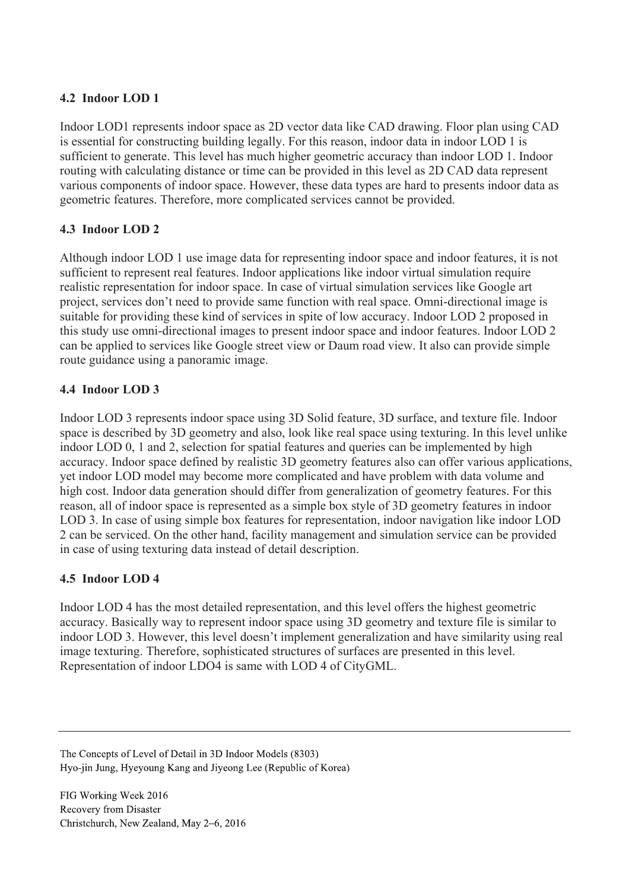### 4.2 Indoor LOD 1

Indoor LOD1 represents indoor space as 2D vector data like CAD drawing. Floor plan using CAD is essential for constructing building legally. For this reason, indoor data in indoor LOD 1 is sufficient to generate. This level has much higher geometric accuracy than indoor LOD 1. Indoor routing with calculating distance or time can be provided in this level as 2D CAD data represent various components of indoor space. However, these data types are hard to presents indoor data as geometric features. Therefore, more complicated services cannot be provided.

### 4.3 Indoor LOD 2

Although indoor LOD 1 use image data for representing indoor space and indoor features, it is not sufficient to represent real features. Indoor applications like indoor virtual simulation require realistic representation for indoor space. In case of virtual simulation services like Google art project, services don't need to provide same function with real space. Omni-directional image is suitable for providing these kind of services in spite of low accuracy. Indoor LOD 2 proposed in this study use omni-directional images to present indoor space and indoor features. Indoor LOD 2 can be applied to services like Google street view or Daum road view. It also can provide simple route guidance using a panoramic image.

### 4.4 Indoor LOD 3

Indoor LOD 3 represents indoor space using 3D Solid feature, 3D surface, and texture file. Indoor space is described by 3D geometry and also, look like real space using texturing. In this level unlike indoor LOD 0, 1 and 2, selection for spatial features and queries can be implemented by high accuracy. Indoor space defined by realistic 3D geometry features also can offer various applications, yet indoor LOD model may become more complicated and have problem with data volume and high cost. Indoor data generation should differ from generalization of geometry features. For this reason, all of indoor space is represented as a simple box style of 3D geometry features in indoor LOD 3. In case of using simple box features for representation, indoor navigation like indoor LOD 2 can be serviced. On the other hand, facility management and simulation service can be provided in case of using texturing data instead of detail description.

### 4.5 Indoor LOD 4

Indoor LOD 4 has the most detailed representation, and this level offers the highest geometric accuracy. Basically way to represent indoor space using 3D geometry and texture file is similar to indoor LOD 3. However, this level doesn't implement generalization and have similarity using real image texturing. Therefore, sophisticated structures of surfaces are presented in this level. Representation of indoor LDO4 is same with LOD 4 of CityGML.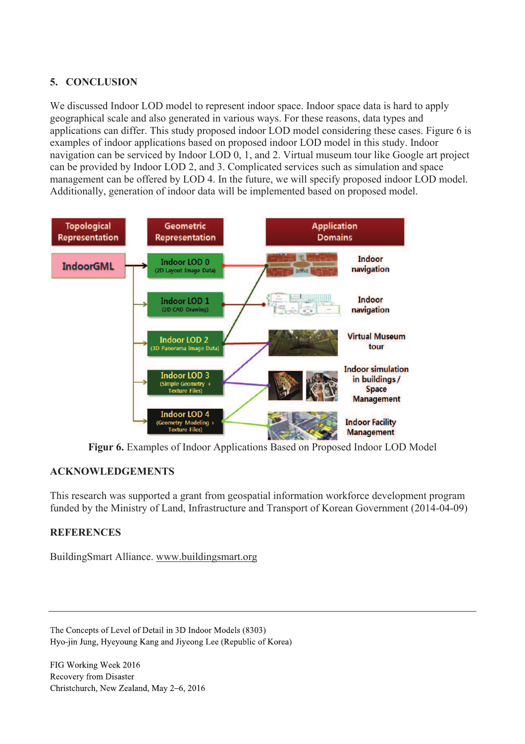## 5. CONCLUSION

We discussed Indoor LOD model to represent indoor space. Indoor space data is hard to apply geographical scale and also generated in various ways. For these reasons, data types and applications can differ. This study proposed indoor LOD model considering these cases. Figure 6 is examples of indoor applications based on proposed indoor LOD model in this study. Indoor navigation can be serviced by Indoor LOD 0, 1, and 2. Virtual museum tour like Google art project can be provided by Indoor LOD 2, and 3. Complicated services such as simulation and space management can be offered by LOD 4. In the future, we will specify proposed indoor LOD model. Additionally, generation of indoor data will be implemented based on proposed model.

**Figur 6.** Examples of Indoor Applications Based on Proposed Indoor LOD Model

## ACKNOWLEDGEMENTS

This research was supported a grant from geospatial information workforce development program funded by the Ministry of Land, Infrastructure and Transport of Korean Government (2014-04-09)

## REFERENCES

BuildingSmart Alliance. www.buildingsmart.org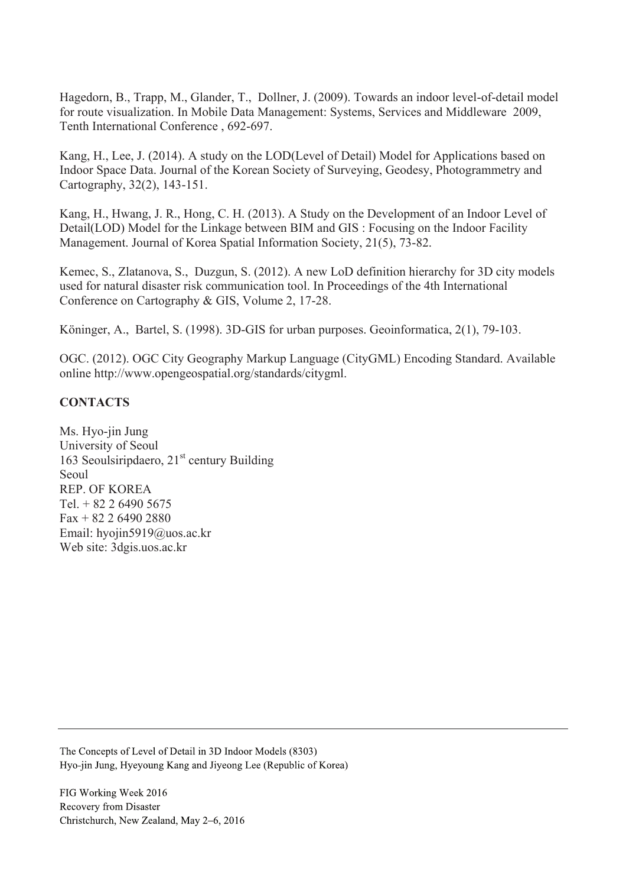Hagedorn, B., Trapp, M., Glander, T., Dollner, J. (2009). Towards an indoor level-of-detail model for route visualization. In Mobile Data Management: Systems, Services and Middleware 2009, Tenth International Conference , 692-697.

Kang, H., Lee, J. (2014). A study on the LOD(Level of Detail) Model for Applications based on Indoor Space Data. Journal of the Korean Society of Surveying, Geodesy, Photogrammetry and Cartography, 32(2), 143-151.

Kang, H., Hwang, J. R., Hong, C. H. (2013). A Study on the Development of an Indoor Level of Detail(LOD) Model for the Linkage between BIM and GIS : Focusing on the Indoor Facility Management. Journal of Korea Spatial Information Society, 21(5), 73-82.

Kemec, S., Zlatanova, S., Duzgun, S. (2012). A new LoD definition hierarchy for 3D city models used for natural disaster risk communication tool. In Proceedings of the 4th International Conference on Cartography & GIS, Volume 2, 17-28.

Köninger, A., Bartel, S. (1998). 3D-GIS for urban purposes. Geoinformatica, 2(1), 79-103.

OGC. (2012). OGC City Geography Markup Language (CityGML) Encoding Standard. Available online http://www.opengeospatial.org/standards/citygml.

**CONTACTS**

Ms. Hyo-jin Jung  
University of Seoul  
163 Seoulsiripdaero, 21st century Building  
Seoul  
REP. OF KOREA  
Tel. + 82 2 6490 5675  
Fax + 82 2 6490 2880  
Email: hyojin5919@uos.ac.kr  
Web site: 3dgis.uos.ac.kr